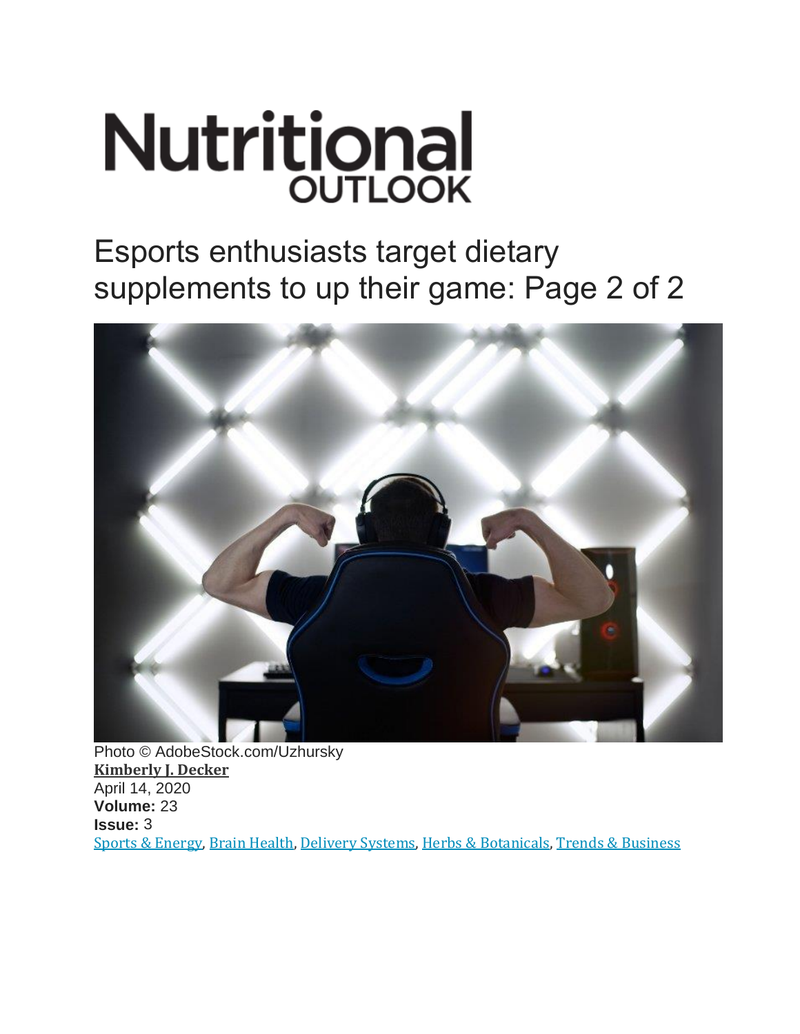Nutritional OUTLOOK

# Esports enthusiasts target dietary supplements to up their game: Page 2 of 2

Photo © AdobeStock.com/Uzhursky

**Kimberly J. Decker**

April 14, 2020

**Volume:** 23

**Issue:** 3

Sports & Energy, Brain Health, Delivery Systems, Herbs & Botanicals, Trends & Business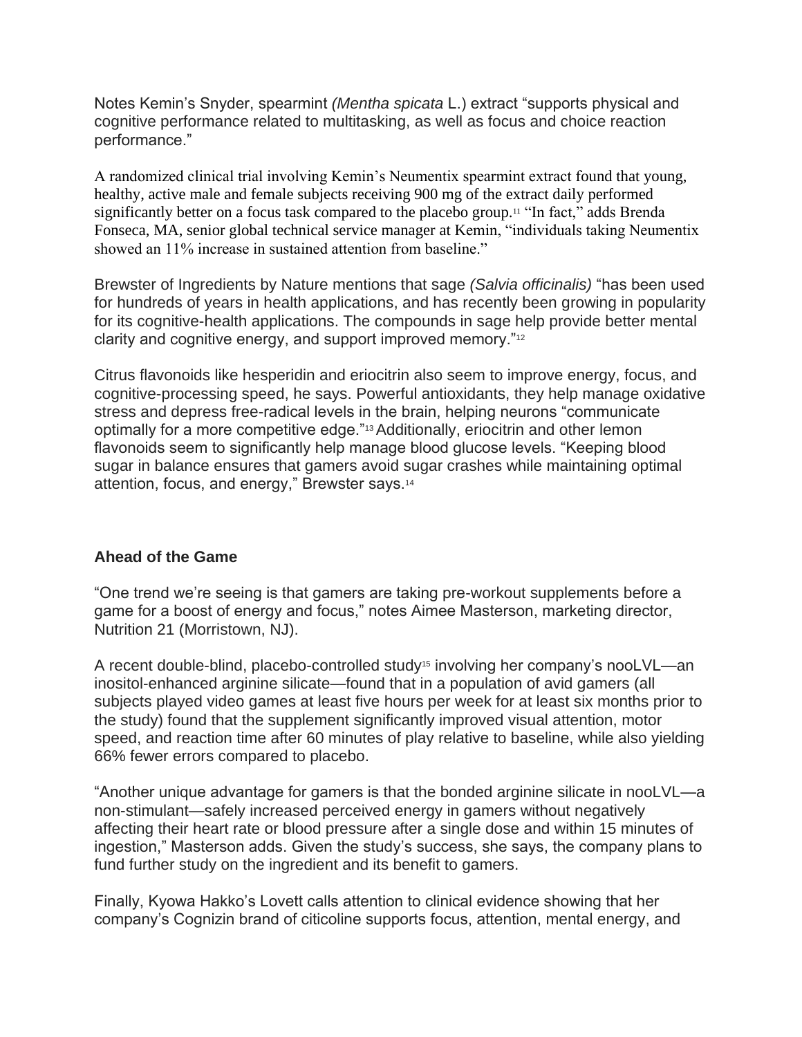Notes Kemin's Snyder, spearmint *(Mentha spicata* L.) extract "supports physical and cognitive performance related to multitasking, as well as focus and choice reaction performance."

A randomized clinical trial involving Kemin's Neumentix spearmint extract found that young, healthy, active male and female subjects receiving 900 mg of the extract daily performed significantly better on a focus task compared to the placebo group.[11] "In fact," adds Brenda Fonseca, MA, senior global technical service manager at Kemin, "individuals taking Neumentix showed an 11% increase in sustained attention from baseline."

Brewster of Ingredients by Nature mentions that sage *(Salvia officinalis)* "has been used for hundreds of years in health applications, and has recently been growing in popularity for its cognitive-health applications. The compounds in sage help provide better mental clarity and cognitive energy, and support improved memory."[12]

Citrus flavonoids like hesperidin and eriocitrin also seem to improve energy, focus, and cognitive-processing speed, he says. Powerful antioxidants, they help manage oxidative stress and depress free-radical levels in the brain, helping neurons "communicate optimally for a more competitive edge."[13] Additionally, eriocitrin and other lemon flavonoids seem to significantly help manage blood glucose levels. "Keeping blood sugar in balance ensures that gamers avoid sugar crashes while maintaining optimal attention, focus, and energy," Brewster says.[14]

## Ahead of the Game

"One trend we're seeing is that gamers are taking pre-workout supplements before a game for a boost of energy and focus," notes Aimee Masterson, marketing director, Nutrition 21 (Morristown, NJ).

A recent double-blind, placebo-controlled study[15] involving her company's nooLVL—an inositol-enhanced arginine silicate—found that in a population of avid gamers (all subjects played video games at least five hours per week for at least six months prior to the study) found that the supplement significantly improved visual attention, motor speed, and reaction time after 60 minutes of play relative to baseline, while also yielding 66% fewer errors compared to placebo.

"Another unique advantage for gamers is that the bonded arginine silicate in nooLVL—a non-stimulant—safely increased perceived energy in gamers without negatively affecting their heart rate or blood pressure after a single dose and within 15 minutes of ingestion," Masterson adds. Given the study's success, she says, the company plans to fund further study on the ingredient and its benefit to gamers.

Finally, Kyowa Hakko's Lovett calls attention to clinical evidence showing that her company's Cognizin brand of citicoline supports focus, attention, mental energy, and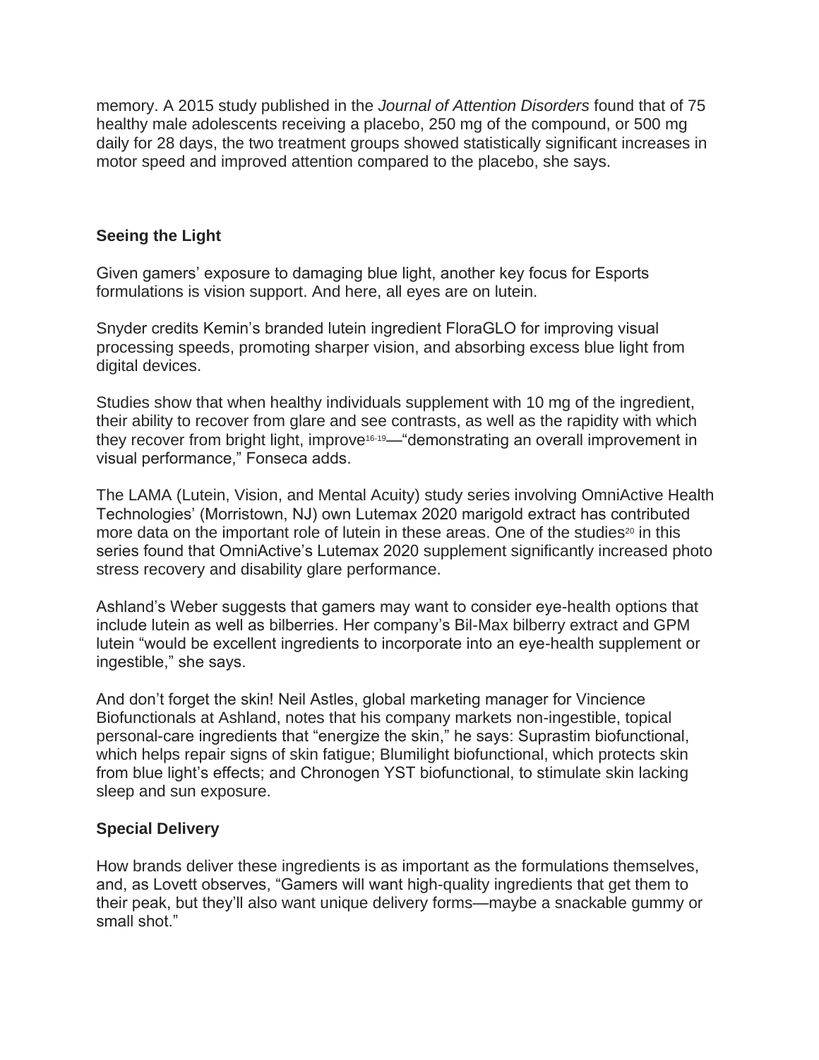memory. A 2015 study published in the *Journal of Attention Disorders* found that of 75 healthy male adolescents receiving a placebo, 250 mg of the compound, or 500 mg daily for 28 days, the two treatment groups showed statistically significant increases in motor speed and improved attention compared to the placebo, she says.

### Seeing the Light

Given gamers' exposure to damaging blue light, another key focus for Esports formulations is vision support. And here, all eyes are on lutein.

Snyder credits Kemin's branded lutein ingredient FloraGLO for improving visual processing speeds, promoting sharper vision, and absorbing excess blue light from digital devices.

Studies show that when healthy individuals supplement with 10 mg of the ingredient, their ability to recover from glare and see contrasts, as well as the rapidity with which they recover from bright light, improve[16-19]—"demonstrating an overall improvement in visual performance," Fonseca adds.

The LAMA (Lutein, Vision, and Mental Acuity) study series involving OmniActive Health Technologies' (Morristown, NJ) own Lutemax 2020 marigold extract has contributed more data on the important role of lutein in these areas. One of the studies[20] in this series found that OmniActive's Lutemax 2020 supplement significantly increased photo stress recovery and disability glare performance.

Ashland's Weber suggests that gamers may want to consider eye-health options that include lutein as well as bilberries. Her company's Bil-Max bilberry extract and GPM lutein "would be excellent ingredients to incorporate into an eye-health supplement or ingestible," she says.

And don't forget the skin! Neil Astles, global marketing manager for Vincience Biofunctionals at Ashland, notes that his company markets non-ingestible, topical personal-care ingredients that "energize the skin," he says: Suprastim biofunctional, which helps repair signs of skin fatigue; Blumilight biofunctional, which protects skin from blue light's effects; and Chronogen YST biofunctional, to stimulate skin lacking sleep and sun exposure.

### Special Delivery

How brands deliver these ingredients is as important as the formulations themselves, and, as Lovett observes, "Gamers will want high-quality ingredients that get them to their peak, but they'll also want unique delivery forms—maybe a snackable gummy or small shot."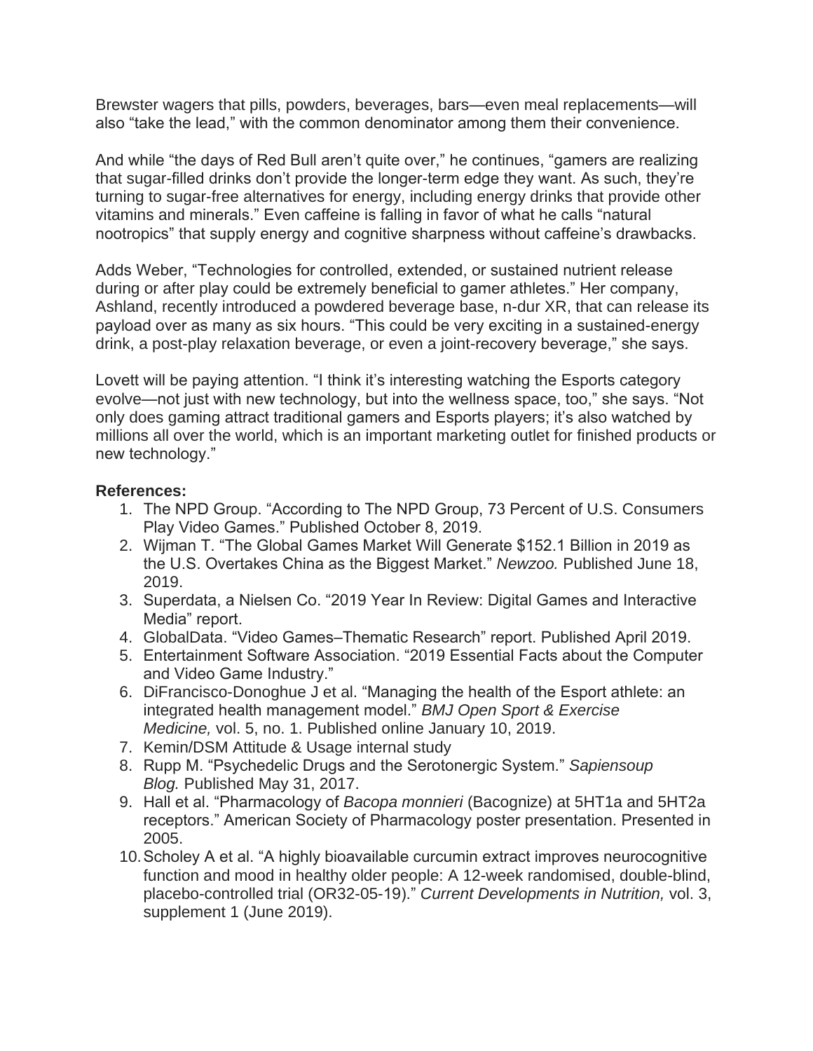Brewster wagers that pills, powders, beverages, bars—even meal replacements—will also “take the lead,” with the common denominator among them their convenience.

And while “the days of Red Bull aren’t quite over,” he continues, “gamers are realizing that sugar-filled drinks don’t provide the longer-term edge they want. As such, they’re turning to sugar-free alternatives for energy, including energy drinks that provide other vitamins and minerals.” Even caffeine is falling in favor of what he calls “natural nootropics” that supply energy and cognitive sharpness without caffeine’s drawbacks.

Adds Weber, “Technologies for controlled, extended, or sustained nutrient release during or after play could be extremely beneficial to gamer athletes.” Her company, Ashland, recently introduced a powdered beverage base, n-dur XR, that can release its payload over as many as six hours. “This could be very exciting in a sustained-energy drink, a post-play relaxation beverage, or even a joint-recovery beverage,” she says.

Lovett will be paying attention. “I think it’s interesting watching the Esports category evolve—not just with new technology, but into the wellness space, too,” she says. “Not only does gaming attract traditional gamers and Esports players; it’s also watched by millions all over the world, which is an important marketing outlet for finished products or new technology.”

**References:**

1. The NPD Group. “According to The NPD Group, 73 Percent of U.S. Consumers Play Video Games.” Published October 8, 2019.
2. Wijman T. “The Global Games Market Will Generate $152.1 Billion in 2019 as the U.S. Overtakes China as the Biggest Market.” *Newzoo.* Published June 18, 2019.
3. Superdata, a Nielsen Co. “2019 Year In Review: Digital Games and Interactive Media” report.
4. GlobalData. “Video Games–Thematic Research” report. Published April 2019.
5. Entertainment Software Association. “2019 Essential Facts about the Computer and Video Game Industry.”
6. DiFrancisco-Donoghue J et al. “Managing the health of the Esport athlete: an integrated health management model.” *BMJ Open Sport & Exercise Medicine,* vol. 5, no. 1. Published online January 10, 2019.
7. Kemin/DSM Attitude & Usage internal study
8. Rupp M. “Psychedelic Drugs and the Serotonergic System.” *Sapiensoup Blog.* Published May 31, 2017.
9. Hall et al. “Pharmacology of *Bacopa monnieri* (Bacognize) at 5HT1a and 5HT2a receptors.” American Society of Pharmacology poster presentation. Presented in 2005.
10. Scholey A et al. “A highly bioavailable curcumin extract improves neurocognitive function and mood in healthy older people: A 12-week randomised, double-blind, placebo-controlled trial (OR32-05-19).” *Current Developments in Nutrition,* vol. 3, supplement 1 (June 2019).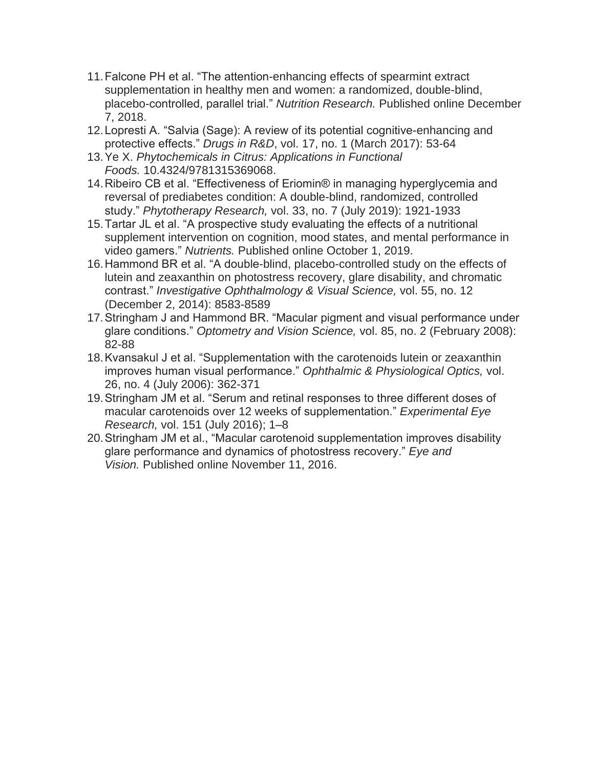11. Falcone PH et al. "The attention-enhancing effects of spearmint extract supplementation in healthy men and women: a randomized, double-blind, placebo-controlled, parallel trial." *Nutrition Research.* Published online December 7, 2018.
12. Lopresti A. "Salvia (Sage): A review of its potential cognitive-enhancing and protective effects." *Drugs in R&D*, vol. 17, no. 1 (March 2017): 53-64
13. Ye X. *Phytochemicals in Citrus: Applications in Functional Foods.* 10.4324/9781315369068.
14. Ribeiro CB et al. "Effectiveness of Eriomin® in managing hyperglycemia and reversal of prediabetes condition: A double-blind, randomized, controlled study." *Phytotherapy Research,* vol. 33, no. 7 (July 2019): 1921-1933
15. Tartar JL et al. "A prospective study evaluating the effects of a nutritional supplement intervention on cognition, mood states, and mental performance in video gamers." *Nutrients.* Published online October 1, 2019.
16. Hammond BR et al. "A double-blind, placebo-controlled study on the effects of lutein and zeaxanthin on photostress recovery, glare disability, and chromatic contrast." *Investigative Ophthalmology & Visual Science,* vol. 55, no. 12 (December 2, 2014): 8583-8589
17. Stringham J and Hammond BR. "Macular pigment and visual performance under glare conditions." *Optometry and Vision Science,* vol. 85, no. 2 (February 2008): 82-88
18. Kvansakul J et al. "Supplementation with the carotenoids lutein or zeaxanthin improves human visual performance." *Ophthalmic & Physiological Optics,* vol. 26, no. 4 (July 2006): 362-371
19. Stringham JM et al. "Serum and retinal responses to three different doses of macular carotenoids over 12 weeks of supplementation." *Experimental Eye Research,* vol. 151 (July 2016); 1–8
20. Stringham JM et al., "Macular carotenoid supplementation improves disability glare performance and dynamics of photostress recovery." *Eye and Vision.* Published online November 11, 2016.